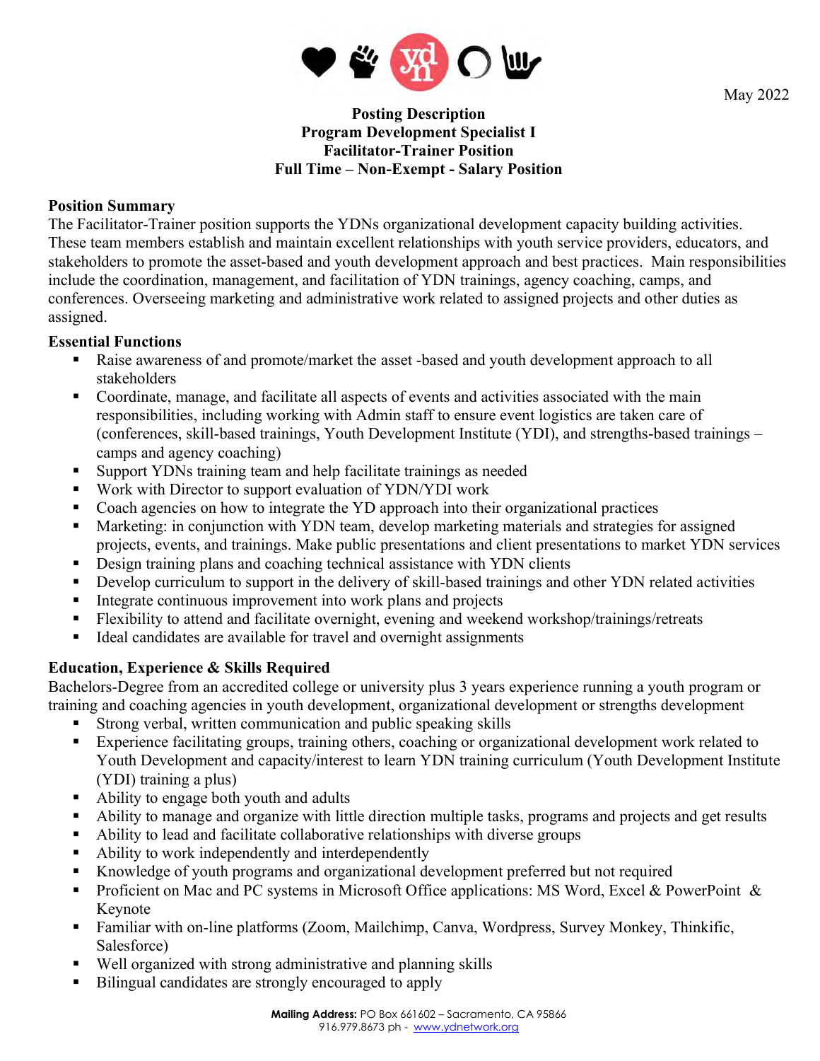May 2022

**Posting Description**
**Program Development Specialist I**
**Facilitator-Trainer Position**
**Full Time – Non-Exempt - Salary Position**

## Position Summary

The Facilitator-Trainer position supports the YDNs organizational development capacity building activities. These team members establish and maintain excellent relationships with youth service providers, educators, and stakeholders to promote the asset-based and youth development approach and best practices. Main responsibilities include the coordination, management, and facilitation of YDN trainings, agency coaching, camps, and conferences. Overseeing marketing and administrative work related to assigned projects and other duties as assigned.

## Essential Functions

- Raise awareness of and promote/market the asset -based and youth development approach to all stakeholders
- Coordinate, manage, and facilitate all aspects of events and activities associated with the main responsibilities, including working with Admin staff to ensure event logistics are taken care of (conferences, skill-based trainings, Youth Development Institute (YDI), and strengths-based trainings – camps and agency coaching)
- Support YDNs training team and help facilitate trainings as needed
- Work with Director to support evaluation of YDN/YDI work
- Coach agencies on how to integrate the YD approach into their organizational practices
- Marketing: in conjunction with YDN team, develop marketing materials and strategies for assigned projects, events, and trainings. Make public presentations and client presentations to market YDN services
- Design training plans and coaching technical assistance with YDN clients
- Develop curriculum to support in the delivery of skill-based trainings and other YDN related activities
- Integrate continuous improvement into work plans and projects
- Flexibility to attend and facilitate overnight, evening and weekend workshop/trainings/retreats
- Ideal candidates are available for travel and overnight assignments

## Education, Experience & Skills Required

Bachelors-Degree from an accredited college or university plus 3 years experience running a youth program or training and coaching agencies in youth development, organizational development or strengths development

- Strong verbal, written communication and public speaking skills
- Experience facilitating groups, training others, coaching or organizational development work related to Youth Development and capacity/interest to learn YDN training curriculum (Youth Development Institute (YDI) training a plus)
- Ability to engage both youth and adults
- Ability to manage and organize with little direction multiple tasks, programs and projects and get results
- Ability to lead and facilitate collaborative relationships with diverse groups
- Ability to work independently and interdependently
- Knowledge of youth programs and organizational development preferred but not required
- Proficient on Mac and PC systems in Microsoft Office applications: MS Word, Excel & PowerPoint & Keynote
- Familiar with on-line platforms (Zoom, Mailchimp, Canva, Wordpress, Survey Monkey, Thinkific, Salesforce)
- Well organized with strong administrative and planning skills
- Bilingual candidates are strongly encouraged to apply

**Mailing Address:** PO Box 661602 – Sacramento, CA 95866
916.979.8673 ph - www.ydnetwork.org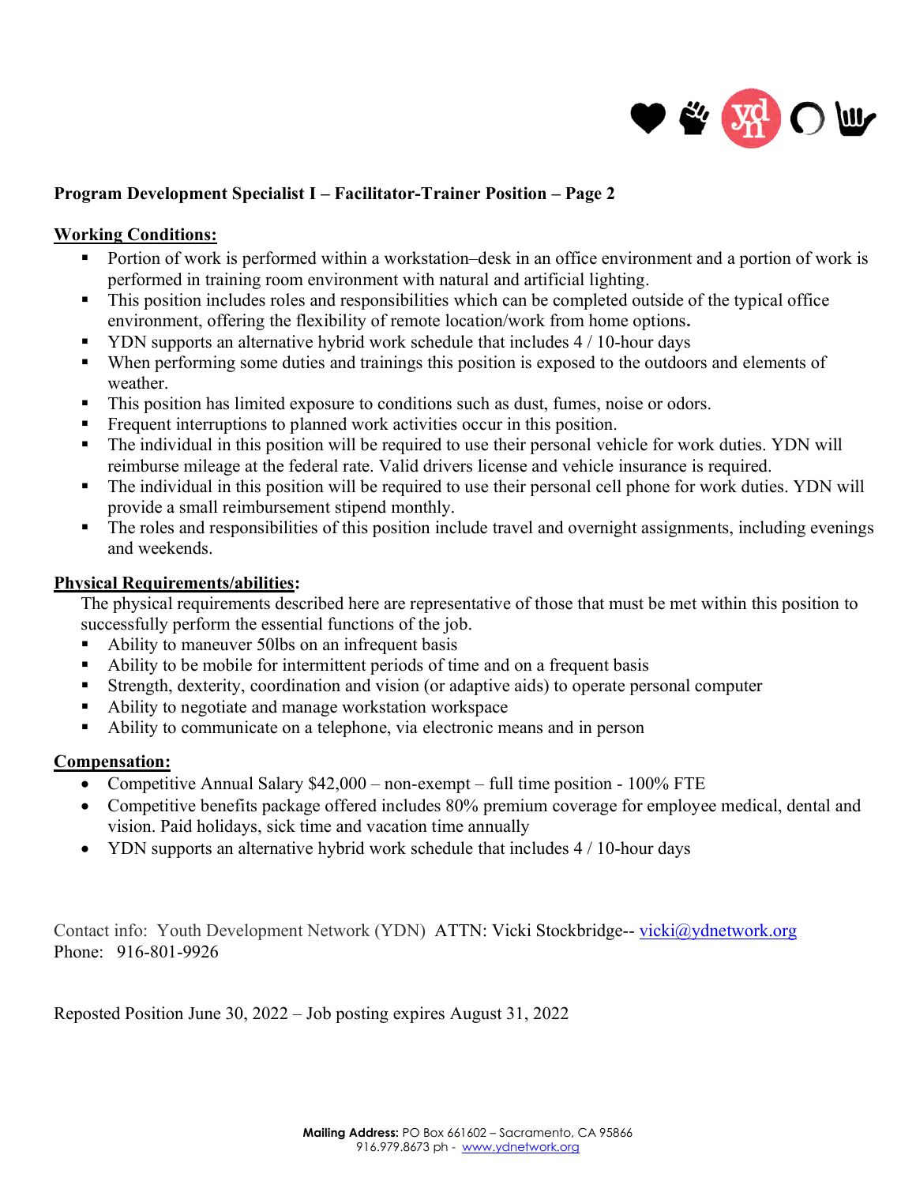**Program Development Specialist I – Facilitator-Trainer Position – Page 2**

**Working Conditions:**

- Portion of work is performed within a workstation–desk in an office environment and a portion of work is performed in training room environment with natural and artificial lighting.
- This position includes roles and responsibilities which can be completed outside of the typical office environment, offering the flexibility of remote location/work from home options.
- YDN supports an alternative hybrid work schedule that includes 4 / 10-hour days
- When performing some duties and trainings this position is exposed to the outdoors and elements of weather.
- This position has limited exposure to conditions such as dust, fumes, noise or odors.
- Frequent interruptions to planned work activities occur in this position.
- The individual in this position will be required to use their personal vehicle for work duties. YDN will reimburse mileage at the federal rate. Valid drivers license and vehicle insurance is required.
- The individual in this position will be required to use their personal cell phone for work duties. YDN will provide a small reimbursement stipend monthly.
- The roles and responsibilities of this position include travel and overnight assignments, including evenings and weekends.

**Physical Requirements/abilities:**

The physical requirements described here are representative of those that must be met within this position to successfully perform the essential functions of the job.

- Ability to maneuver 50lbs on an infrequent basis
- Ability to be mobile for intermittent periods of time and on a frequent basis
- Strength, dexterity, coordination and vision (or adaptive aids) to operate personal computer
- Ability to negotiate and manage workstation workspace
- Ability to communicate on a telephone, via electronic means and in person

**Compensation:**

- Competitive Annual Salary $42,000 – non-exempt – full time position - 100% FTE
- Competitive benefits package offered includes 80% premium coverage for employee medical, dental and vision. Paid holidays, sick time and vacation time annually
- YDN supports an alternative hybrid work schedule that includes 4 / 10-hour days

Contact info: Youth Development Network (YDN) ATTN: Vicki Stockbridge-- vicki@ydnetwork.org
Phone: 916-801-9926

Reposted Position June 30, 2022 – Job posting expires August 31, 2022

**Mailing Address:** PO Box 661602 – Sacramento, CA 95866
916.979.8673 ph - www.ydnetwork.org